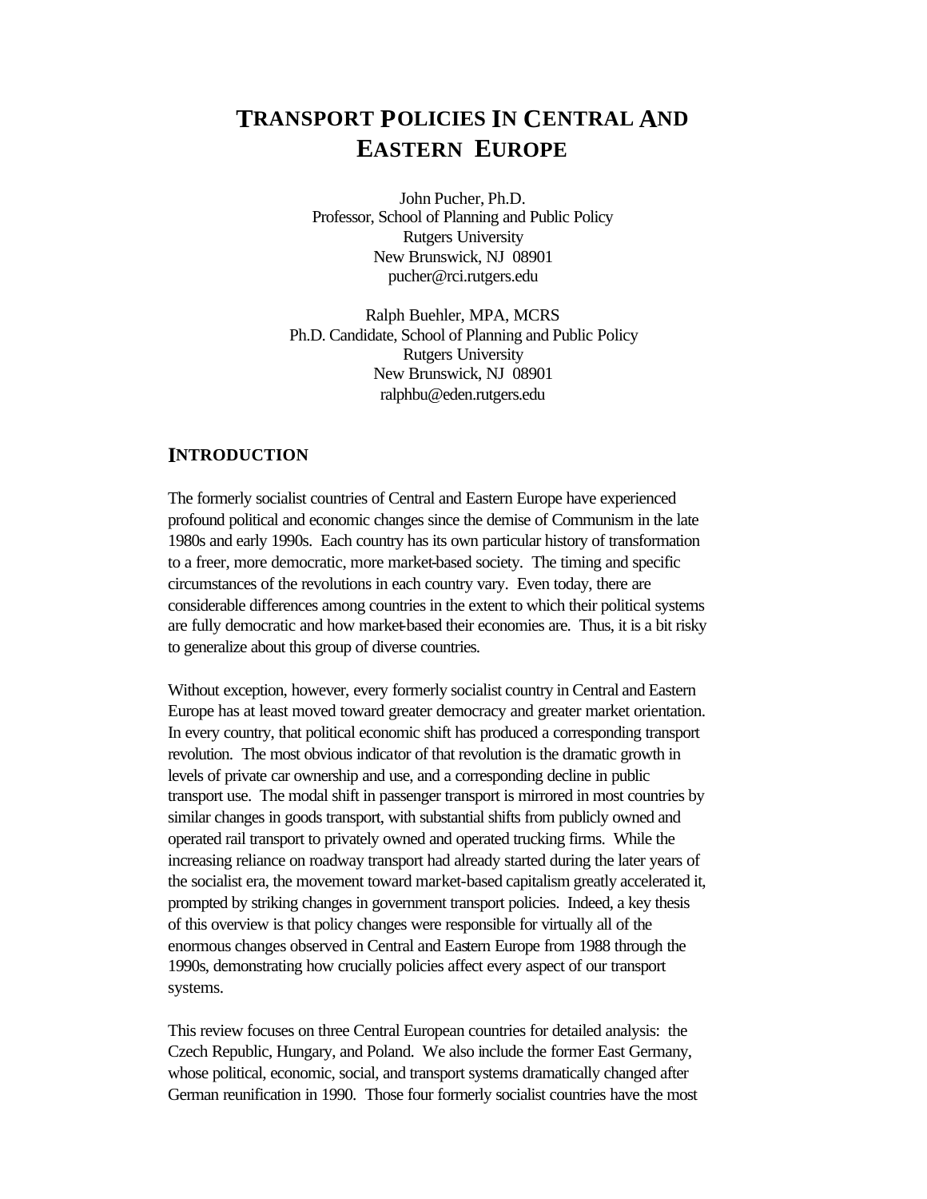# TRANSPORT POLICIES IN CENTRAL AND EASTERN EUROPE

John Pucher, Ph.D.
Professor, School of Planning and Public Policy
Rutgers University
New Brunswick, NJ 08901
pucher@rci.rutgers.edu

Ralph Buehler, MPA, MCRS
Ph.D. Candidate, School of Planning and Public Policy
Rutgers University
New Brunswick, NJ 08901
ralphbu@eden.rutgers.edu

## INTRODUCTION

The formerly socialist countries of Central and Eastern Europe have experienced profound political and economic changes since the demise of Communism in the late 1980s and early 1990s. Each country has its own particular history of transformation to a freer, more democratic, more market-based society. The timing and specific circumstances of the revolutions in each country vary. Even today, there are considerable differences among countries in the extent to which their political systems are fully democratic and how market-based their economies are. Thus, it is a bit risky to generalize about this group of diverse countries.

Without exception, however, every formerly socialist country in Central and Eastern Europe has at least moved toward greater democracy and greater market orientation. In every country, that political economic shift has produced a corresponding transport revolution. The most obvious indicator of that revolution is the dramatic growth in levels of private car ownership and use, and a corresponding decline in public transport use. The modal shift in passenger transport is mirrored in most countries by similar changes in goods transport, with substantial shifts from publicly owned and operated rail transport to privately owned and operated trucking firms. While the increasing reliance on roadway transport had already started during the later years of the socialist era, the movement toward market-based capitalism greatly accelerated it, prompted by striking changes in government transport policies. Indeed, a key thesis of this overview is that policy changes were responsible for virtually all of the enormous changes observed in Central and Eastern Europe from 1988 through the 1990s, demonstrating how crucially policies affect every aspect of our transport systems.

This review focuses on three Central European countries for detailed analysis: the Czech Republic, Hungary, and Poland. We also include the former East Germany, whose political, economic, social, and transport systems dramatically changed after German reunification in 1990. Those four formerly socialist countries have the most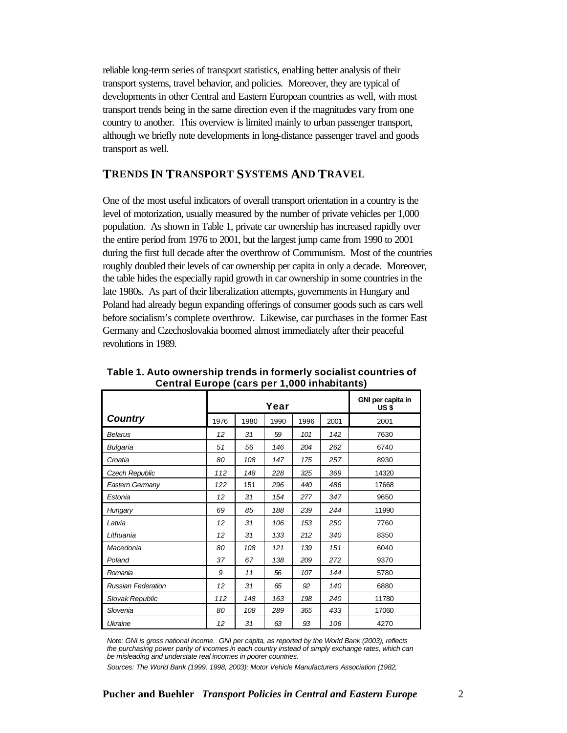reliable long-term series of transport statistics, enabling better analysis of their transport systems, travel behavior, and policies. Moreover, they are typical of developments in other Central and Eastern European countries as well, with most transport trends being in the same direction even if the magnitudes vary from one country to another. This overview is limited mainly to urban passenger transport, although we briefly note developments in long-distance passenger travel and goods transport as well.

## TRENDS IN TRANSPORT SYSTEMS AND TRAVEL

One of the most useful indicators of overall transport orientation in a country is the level of motorization, usually measured by the number of private vehicles per 1,000 population. As shown in Table 1, private car ownership has increased rapidly over the entire period from 1976 to 2001, but the largest jump came from 1990 to 2001 during the first full decade after the overthrow of Communism. Most of the countries roughly doubled their levels of car ownership per capita in only a decade. Moreover, the table hides the especially rapid growth in car ownership in some countries in the late 1980s. As part of their liberalization attempts, governments in Hungary and Poland had already begun expanding offerings of consumer goods such as cars well before socialism's complete overthrow. Likewise, car purchases in the former East Germany and Czechoslovakia boomed almost immediately after their peaceful revolutions in 1989.

**Table 1. Auto ownership trends in formerly socialist countries of Central Europe (cars per 1,000 inhabitants)**

| | Year | | | | | GNI per capita in US $ |
|---|---|---|---|---|---|---|
| ***Country*** | 1976 | 1980 | 1990 | 1996 | 2001 | 2001 |
| *Belarus* | 12 | 31 | 59 | 101 | 142 | 7630 |
| *Bulgaria* | 51 | 56 | 146 | 204 | 262 | 6740 |
| *Croatia* | 80 | 108 | 147 | 175 | 257 | 8930 |
| *Czech Republic* | 112 | 148 | 228 | 325 | 369 | 14320 |
| *Eastern Germany* | 122 | 151 | 296 | 440 | 486 | 17668 |
| *Estonia* | 12 | 31 | 154 | 277 | 347 | 9650 |
| *Hungary* | 69 | 85 | 188 | 239 | 244 | 11990 |
| *Latvia* | 12 | 31 | 106 | 153 | 250 | 7760 |
| *Lithuania* | 12 | 31 | 133 | 212 | 340 | 8350 |
| *Macedonia* | 80 | 108 | 121 | 139 | 151 | 6040 |
| *Poland* | 37 | 67 | 138 | 209 | 272 | 9370 |
| *Romania* | 9 | 11 | 56 | 107 | 144 | 5780 |
| *Russian Federation* | 12 | 31 | 65 | 92 | 140 | 6880 |
| *Slovak Republic* | 112 | 148 | 163 | 198 | 240 | 11780 |
| *Slovenia* | 80 | 108 | 289 | 365 | 433 | 17060 |
| *Ukraine* | 12 | 31 | 63 | 93 | 106 | 4270 |

*Note: GNI is gross national income. GNI per capita, as reported by the World Bank (2003), reflects the purchasing power parity of incomes in each country instead of simply exchange rates, which can be misleading and understate real incomes in poorer countries.*

*Sources: The World Bank (1999, 1998, 2003); Motor Vehicle Manufacturers Association (1982,*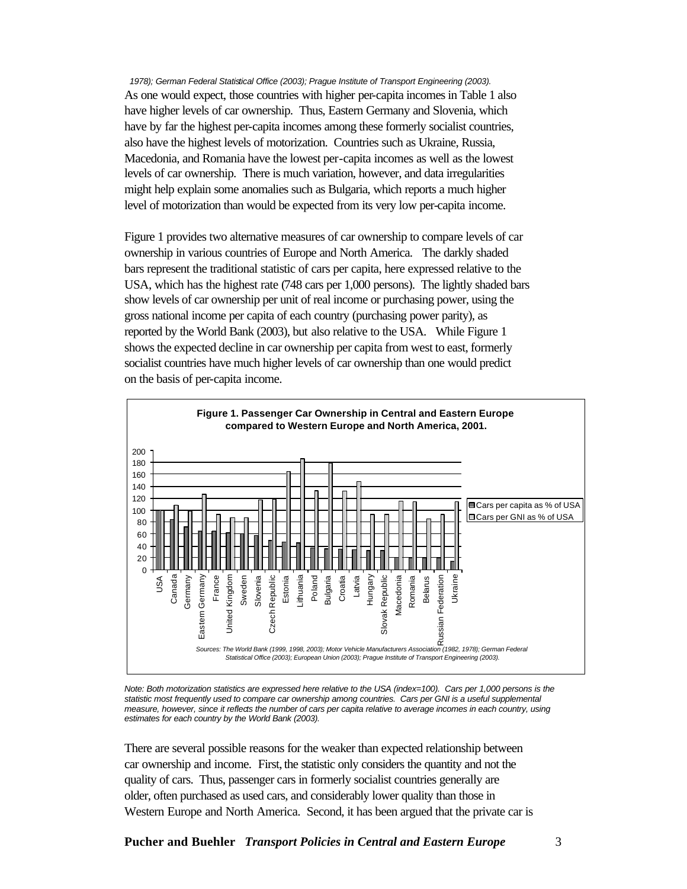1978); German Federal Statistical Office (2003); Prague Institute of Transport Engineering (2003).*

As one would expect, those countries with higher per-capita incomes in Table 1 also have higher levels of car ownership. Thus, Eastern Germany and Slovenia, which have by far the highest per-capita incomes among these formerly socialist countries, also have the highest levels of motorization. Countries such as Ukraine, Russia, Macedonia, and Romania have the lowest per-capita incomes as well as the lowest levels of car ownership. There is much variation, however, and data irregularities might help explain some anomalies such as Bulgaria, which reports a much higher level of motorization than would be expected from its very low per-capita income.

Figure 1 provides two alternative measures of car ownership to compare levels of car ownership in various countries of Europe and North America. The darkly shaded bars represent the traditional statistic of cars per capita, here expressed relative to the USA, which has the highest rate (748 cars per 1,000 persons). The lightly shaded bars show levels of car ownership per unit of real income or purchasing power, using the gross national income per capita of each country (purchasing power parity), as reported by the World Bank (2003), but also relative to the USA. While Figure 1 shows the expected decline in car ownership per capita from west to east, formerly socialist countries have much higher levels of car ownership than one would predict on the basis of per-capita income.

**Figure 1. Passenger Car Ownership in Central and Eastern Europe compared to Western Europe and North America, 2001.**

*Sources: The World Bank (1999, 1998, 2003); Motor Vehicle Manufacturers Association (1982, 1978); German Federal Statistical Office (2003); European Union (2003); Prague Institute of Transport Engineering (2003).*

*Note: Both motorization statistics are expressed here relative to the USA (index=100). Cars per 1,000 persons is the statistic most frequently used to compare car ownership among countries. Cars per GNI is a useful supplemental measure, however, since it reflects the number of cars per capita relative to average incomes in each country, using estimates for each country by the World Bank (2003).*

There are several possible reasons for the weaker than expected relationship between car ownership and income. First, the statistic only considers the quantity and not the quality of cars. Thus, passenger cars in formerly socialist countries generally are older, often purchased as used cars, and considerably lower quality than those in Western Europe and North America. Second, it has been argued that the private car is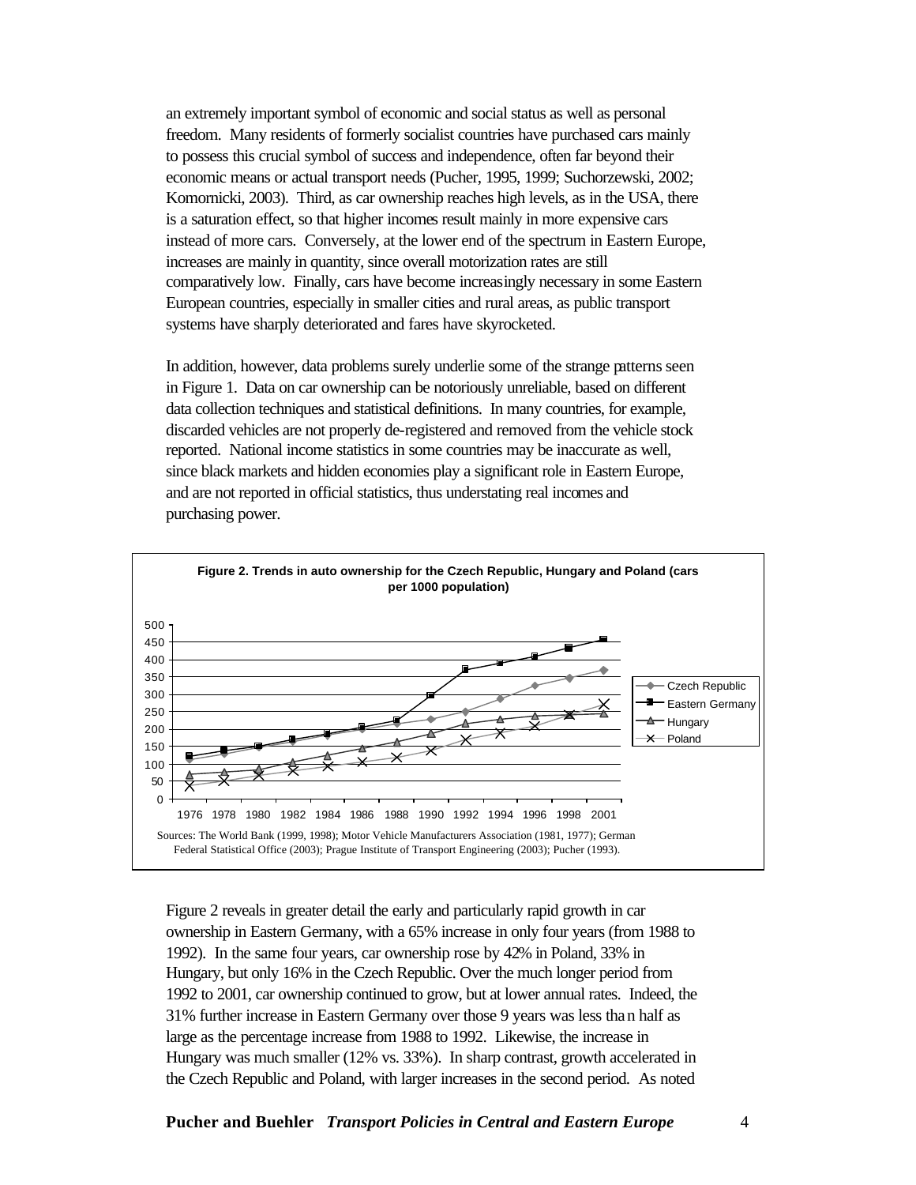an extremely important symbol of economic and social status as well as personal freedom. Many residents of formerly socialist countries have purchased cars mainly to possess this crucial symbol of success and independence, often far beyond their economic means or actual transport needs (Pucher, 1995, 1999; Suchorzewski, 2002; Komornicki, 2003). Third, as car ownership reaches high levels, as in the USA, there is a saturation effect, so that higher incomes result mainly in more expensive cars instead of more cars. Conversely, at the lower end of the spectrum in Eastern Europe, increases are mainly in quantity, since overall motorization rates are still comparatively low. Finally, cars have become increasingly necessary in some Eastern European countries, especially in smaller cities and rural areas, as public transport systems have sharply deteriorated and fares have skyrocketed.

In addition, however, data problems surely underlie some of the strange patterns seen in Figure 1. Data on car ownership can be notoriously unreliable, based on different data collection techniques and statistical definitions. In many countries, for example, discarded vehicles are not properly de-registered and removed from the vehicle stock reported. National income statistics in some countries may be inaccurate as well, since black markets and hidden economies play a significant role in Eastern Europe, and are not reported in official statistics, thus understating real incomes and purchasing power.

**Figure 2. Trends in auto ownership for the Czech Republic, Hungary and Poland (cars per 1000 population)**

Sources: The World Bank (1999, 1998); Motor Vehicle Manufacturers Association (1981, 1977); German Federal Statistical Office (2003); Prague Institute of Transport Engineering (2003); Pucher (1993).

Figure 2 reveals in greater detail the early and particularly rapid growth in car ownership in Eastern Germany, with a 65% increase in only four years (from 1988 to 1992). In the same four years, car ownership rose by 42% in Poland, 33% in Hungary, but only 16% in the Czech Republic. Over the much longer period from 1992 to 2001, car ownership continued to grow, but at lower annual rates. Indeed, the 31% further increase in Eastern Germany over those 9 years was less than half as large as the percentage increase from 1988 to 1992. Likewise, the increase in Hungary was much smaller (12% vs. 33%). In sharp contrast, growth accelerated in the Czech Republic and Poland, with larger increases in the second period. As noted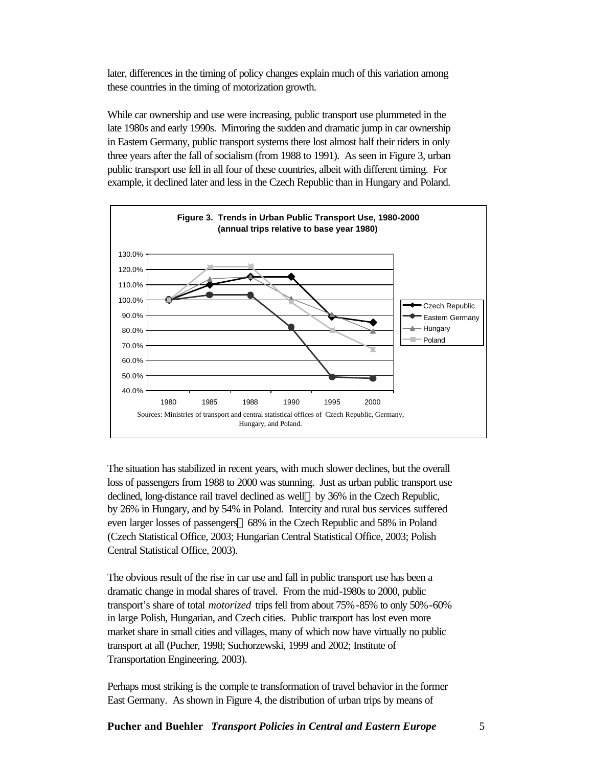later, differences in the timing of policy changes explain much of this variation among these countries in the timing of motorization growth.

While car ownership and use were increasing, public transport use plummeted in the late 1980s and early 1990s. Mirroring the sudden and dramatic jump in car ownership in Eastern Germany, public transport systems there lost almost half their riders in only three years after the fall of socialism (from 1988 to 1991). As seen in Figure 3, urban public transport use fell in all four of these countries, albeit with different timing. For example, it declined later and less in the Czech Republic than in Hungary and Poland.

**Figure 3. Trends in Urban Public Transport Use, 1980-2000 (annual trips relative to base year 1980)**

Sources: Ministries of transport and central statistical offices of Czech Republic, Germany, Hungary, and Poland.

The situation has stabilized in recent years, with much slower declines, but the overall loss of passengers from 1988 to 2000 was stunning. Just as urban public transport use declined, long-distance rail travel declined as well — by 36% in the Czech Republic, by 26% in Hungary, and by 54% in Poland. Intercity and rural bus services suffered even larger losses of passengers — 68% in the Czech Republic and 58% in Poland (Czech Statistical Office, 2003; Hungarian Central Statistical Office, 2003; Polish Central Statistical Office, 2003).

The obvious result of the rise in car use and fall in public transport use has been a dramatic change in modal shares of travel. From the mid-1980s to 2000, public transport's share of total *motorized* trips fell from about 75%-85% to only 50%-60% in large Polish, Hungarian, and Czech cities. Public transport has lost even more market share in small cities and villages, many of which now have virtually no public transport at all (Pucher, 1998; Suchorzewski, 1999 and 2002; Institute of Transportation Engineering, 2003).

Perhaps most striking is the complete transformation of travel behavior in the former East Germany. As shown in Figure 4, the distribution of urban trips by means of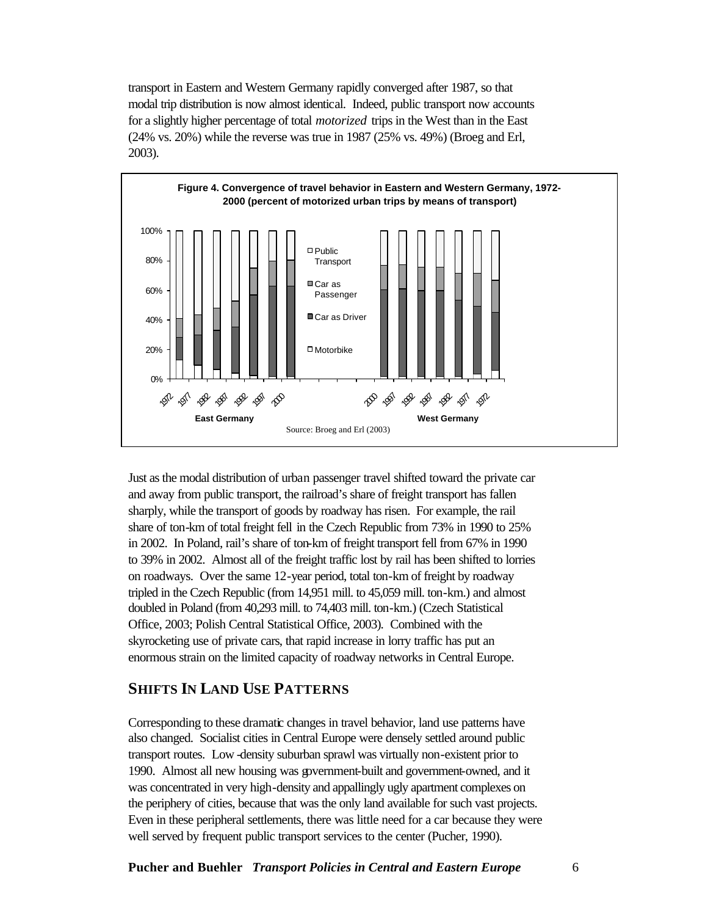transport in Eastern and Western Germany rapidly converged after 1987, so that modal trip distribution is now almost identical. Indeed, public transport now accounts for a slightly higher percentage of total *motorized* trips in the West than in the East (24% vs. 20%) while the reverse was true in 1987 (25% vs. 49%) (Broeg and Erl, 2003).

**Figure 4. Convergence of travel behavior in Eastern and Western Germany, 1972-2000 (percent of motorized urban trips by means of transport)**

Source: Broeg and Erl (2003)

Just as the modal distribution of urban passenger travel shifted toward the private car and away from public transport, the railroad's share of freight transport has fallen sharply, while the transport of goods by roadway has risen. For example, the rail share of ton-km of total freight fell in the Czech Republic from 73% in 1990 to 25% in 2002. In Poland, rail's share of ton-km of freight transport fell from 67% in 1990 to 39% in 2002. Almost all of the freight traffic lost by rail has been shifted to lorries on roadways. Over the same 12-year period, total ton-km of freight by roadway tripled in the Czech Republic (from 14,951 mill. to 45,059 mill. ton-km.) and almost doubled in Poland (from 40,293 mill. to 74,403 mill. ton-km.) (Czech Statistical Office, 2003; Polish Central Statistical Office, 2003). Combined with the skyrocketing use of private cars, that rapid increase in lorry traffic has put an enormous strain on the limited capacity of roadway networks in Central Europe.

## SHIFTS IN LAND USE PATTERNS

Corresponding to these dramatic changes in travel behavior, land use patterns have also changed. Socialist cities in Central Europe were densely settled around public transport routes. Low-density suburban sprawl was virtually non-existent prior to 1990. Almost all new housing was government-built and government-owned, and it was concentrated in very high-density and appallingly ugly apartment complexes on the periphery of cities, because that was the only land available for such vast projects. Even in these peripheral settlements, there was little need for a car because they were well served by frequent public transport services to the center (Pucher, 1990).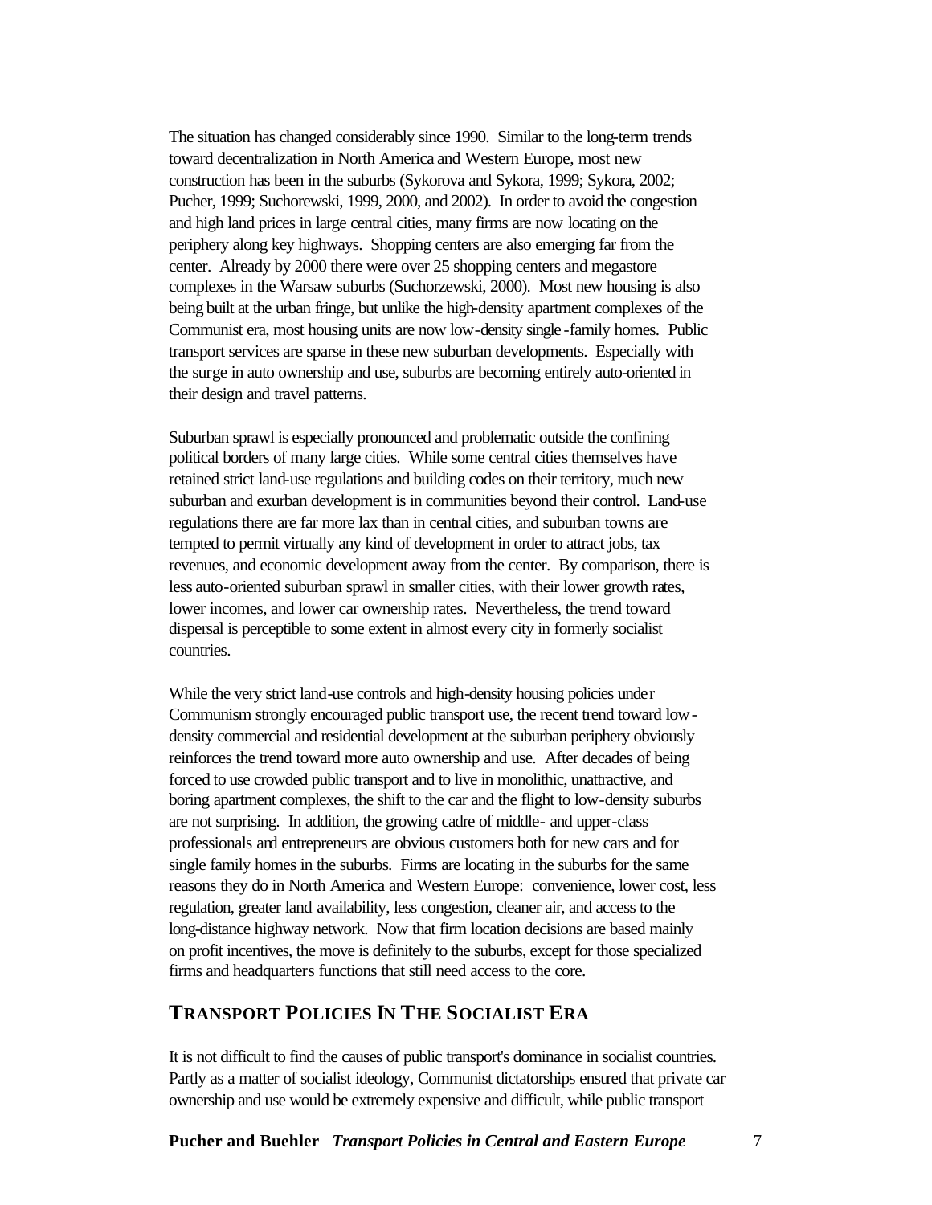The situation has changed considerably since 1990. Similar to the long-term trends toward decentralization in North America and Western Europe, most new construction has been in the suburbs (Sykorova and Sykora, 1999; Sykora, 2002; Pucher, 1999; Suchorewski, 1999, 2000, and 2002). In order to avoid the congestion and high land prices in large central cities, many firms are now locating on the periphery along key highways. Shopping centers are also emerging far from the center. Already by 2000 there were over 25 shopping centers and megastore complexes in the Warsaw suburbs (Suchorzewski, 2000). Most new housing is also being built at the urban fringe, but unlike the high-density apartment complexes of the Communist era, most housing units are now low-density single-family homes. Public transport services are sparse in these new suburban developments. Especially with the surge in auto ownership and use, suburbs are becoming entirely auto-oriented in their design and travel patterns.

Suburban sprawl is especially pronounced and problematic outside the confining political borders of many large cities. While some central cities themselves have retained strict land-use regulations and building codes on their territory, much new suburban and exurban development is in communities beyond their control. Land-use regulations there are far more lax than in central cities, and suburban towns are tempted to permit virtually any kind of development in order to attract jobs, tax revenues, and economic development away from the center. By comparison, there is less auto-oriented suburban sprawl in smaller cities, with their lower growth rates, lower incomes, and lower car ownership rates. Nevertheless, the trend toward dispersal is perceptible to some extent in almost every city in formerly socialist countries.

While the very strict land-use controls and high-density housing policies under Communism strongly encouraged public transport use, the recent trend toward low-density commercial and residential development at the suburban periphery obviously reinforces the trend toward more auto ownership and use. After decades of being forced to use crowded public transport and to live in monolithic, unattractive, and boring apartment complexes, the shift to the car and the flight to low-density suburbs are not surprising. In addition, the growing cadre of middle- and upper-class professionals and entrepreneurs are obvious customers both for new cars and for single family homes in the suburbs. Firms are locating in the suburbs for the same reasons they do in North America and Western Europe: convenience, lower cost, less regulation, greater land availability, less congestion, cleaner air, and access to the long-distance highway network. Now that firm location decisions are based mainly on profit incentives, the move is definitely to the suburbs, except for those specialized firms and headquarters functions that still need access to the core.

## TRANSPORT POLICIES IN THE SOCIALIST ERA

It is not difficult to find the causes of public transport's dominance in socialist countries. Partly as a matter of socialist ideology, Communist dictatorships ensured that private car ownership and use would be extremely expensive and difficult, while public transport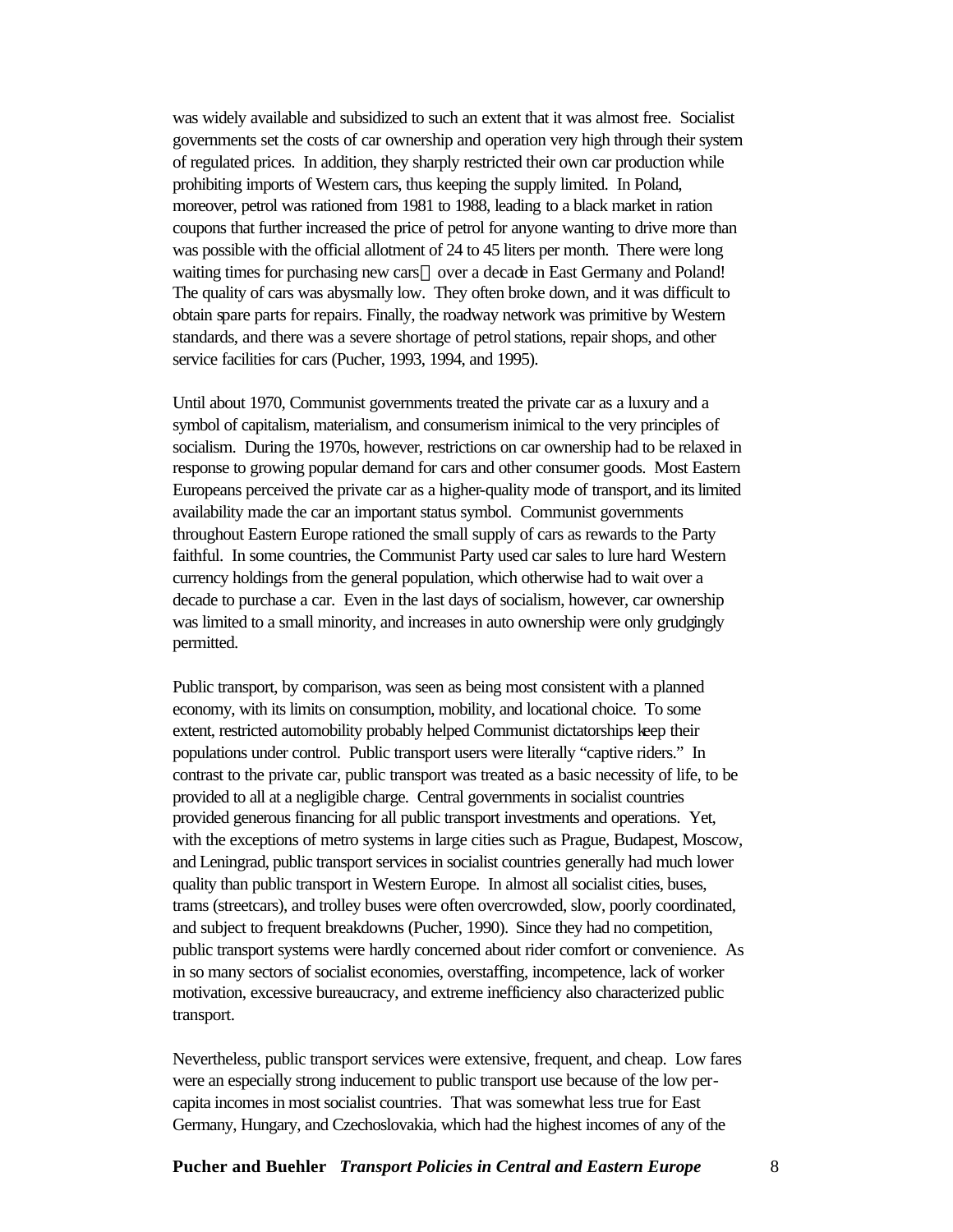was widely available and subsidized to such an extent that it was almost free. Socialist governments set the costs of car ownership and operation very high through their system of regulated prices. In addition, they sharply restricted their own car production while prohibiting imports of Western cars, thus keeping the supply limited. In Poland, moreover, petrol was rationed from 1981 to 1988, leading to a black market in ration coupons that further increased the price of petrol for anyone wanting to drive more than was possible with the official allotment of 24 to 45 liters per month. There were long waiting times for purchasing new cars—over a decade in East Germany and Poland! The quality of cars was abysmally low. They often broke down, and it was difficult to obtain spare parts for repairs. Finally, the roadway network was primitive by Western standards, and there was a severe shortage of petrol stations, repair shops, and other service facilities for cars (Pucher, 1993, 1994, and 1995).

Until about 1970, Communist governments treated the private car as a luxury and a symbol of capitalism, materialism, and consumerism inimical to the very principles of socialism. During the 1970s, however, restrictions on car ownership had to be relaxed in response to growing popular demand for cars and other consumer goods. Most Eastern Europeans perceived the private car as a higher-quality mode of transport, and its limited availability made the car an important status symbol. Communist governments throughout Eastern Europe rationed the small supply of cars as rewards to the Party faithful. In some countries, the Communist Party used car sales to lure hard Western currency holdings from the general population, which otherwise had to wait over a decade to purchase a car. Even in the last days of socialism, however, car ownership was limited to a small minority, and increases in auto ownership were only grudgingly permitted.

Public transport, by comparison, was seen as being most consistent with a planned economy, with its limits on consumption, mobility, and locational choice. To some extent, restricted automobility probably helped Communist dictatorships keep their populations under control. Public transport users were literally "captive riders." In contrast to the private car, public transport was treated as a basic necessity of life, to be provided to all at a negligible charge. Central governments in socialist countries provided generous financing for all public transport investments and operations. Yet, with the exceptions of metro systems in large cities such as Prague, Budapest, Moscow, and Leningrad, public transport services in socialist countries generally had much lower quality than public transport in Western Europe. In almost all socialist cities, buses, trams (streetcars), and trolley buses were often overcrowded, slow, poorly coordinated, and subject to frequent breakdowns (Pucher, 1990). Since they had no competition, public transport systems were hardly concerned about rider comfort or convenience. As in so many sectors of socialist economies, overstaffing, incompetence, lack of worker motivation, excessive bureaucracy, and extreme inefficiency also characterized public transport.

Nevertheless, public transport services were extensive, frequent, and cheap. Low fares were an especially strong inducement to public transport use because of the low per-capita incomes in most socialist countries. That was somewhat less true for East Germany, Hungary, and Czechoslovakia, which had the highest incomes of any of the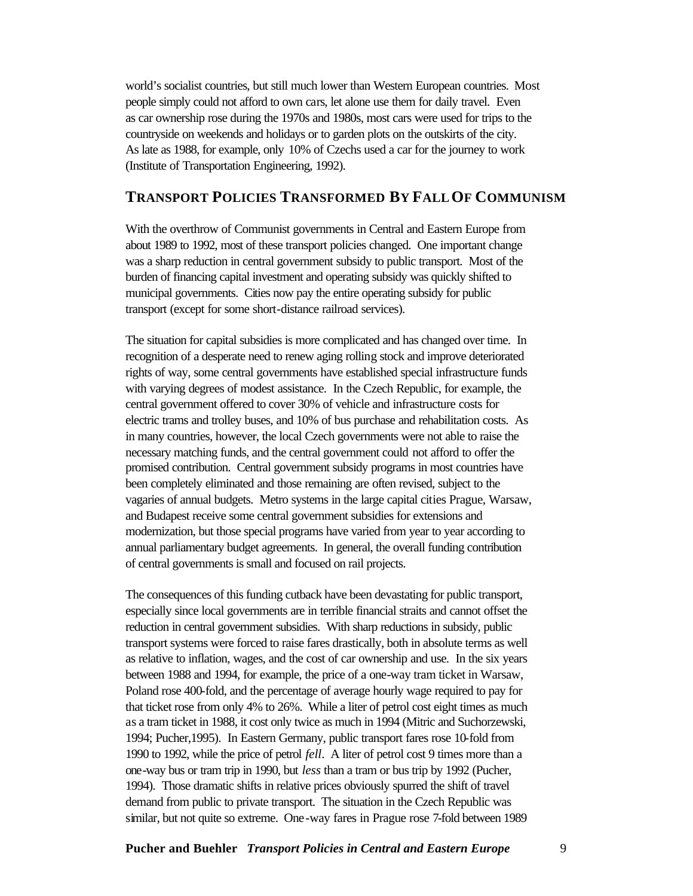world's socialist countries, but still much lower than Western European countries. Most people simply could not afford to own cars, let alone use them for daily travel. Even as car ownership rose during the 1970s and 1980s, most cars were used for trips to the countryside on weekends and holidays or to garden plots on the outskirts of the city. As late as 1988, for example, only 10% of Czechs used a car for the journey to work (Institute of Transportation Engineering, 1992).

## TRANSPORT POLICIES TRANSFORMED BY FALL OF COMMUNISM

With the overthrow of Communist governments in Central and Eastern Europe from about 1989 to 1992, most of these transport policies changed. One important change was a sharp reduction in central government subsidy to public transport. Most of the burden of financing capital investment and operating subsidy was quickly shifted to municipal governments. Cities now pay the entire operating subsidy for public transport (except for some short-distance railroad services).

The situation for capital subsidies is more complicated and has changed over time. In recognition of a desperate need to renew aging rolling stock and improve deteriorated rights of way, some central governments have established special infrastructure funds with varying degrees of modest assistance. In the Czech Republic, for example, the central government offered to cover 30% of vehicle and infrastructure costs for electric trams and trolley buses, and 10% of bus purchase and rehabilitation costs. As in many countries, however, the local Czech governments were not able to raise the necessary matching funds, and the central government could not afford to offer the promised contribution. Central government subsidy programs in most countries have been completely eliminated and those remaining are often revised, subject to the vagaries of annual budgets. Metro systems in the large capital cities Prague, Warsaw, and Budapest receive some central government subsidies for extensions and modernization, but those special programs have varied from year to year according to annual parliamentary budget agreements. In general, the overall funding contribution of central governments is small and focused on rail projects.

The consequences of this funding cutback have been devastating for public transport, especially since local governments are in terrible financial straits and cannot offset the reduction in central government subsidies. With sharp reductions in subsidy, public transport systems were forced to raise fares drastically, both in absolute terms as well as relative to inflation, wages, and the cost of car ownership and use. In the six years between 1988 and 1994, for example, the price of a one-way tram ticket in Warsaw, Poland rose 400-fold, and the percentage of average hourly wage required to pay for that ticket rose from only 4% to 26%. While a liter of petrol cost eight times as much as a tram ticket in 1988, it cost only twice as much in 1994 (Mitric and Suchorzewski, 1994; Pucher,1995). In Eastern Germany, public transport fares rose 10-fold from 1990 to 1992, while the price of petrol *fell*. A liter of petrol cost 9 times more than a one-way bus or tram trip in 1990, but *less* than a tram or bus trip by 1992 (Pucher, 1994). Those dramatic shifts in relative prices obviously spurred the shift of travel demand from public to private transport. The situation in the Czech Republic was similar, but not quite so extreme. One-way fares in Prague rose 7-fold between 1989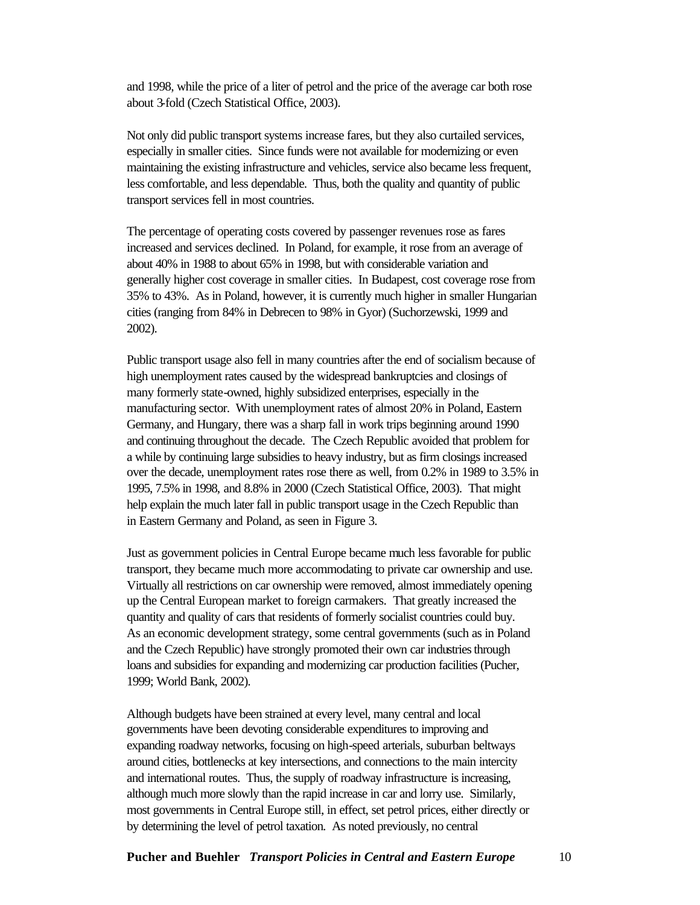and 1998, while the price of a liter of petrol and the price of the average car both rose about 3-fold (Czech Statistical Office, 2003).

Not only did public transport systems increase fares, but they also curtailed services, especially in smaller cities. Since funds were not available for modernizing or even maintaining the existing infrastructure and vehicles, service also became less frequent, less comfortable, and less dependable. Thus, both the quality and quantity of public transport services fell in most countries.

The percentage of operating costs covered by passenger revenues rose as fares increased and services declined. In Poland, for example, it rose from an average of about 40% in 1988 to about 65% in 1998, but with considerable variation and generally higher cost coverage in smaller cities. In Budapest, cost coverage rose from 35% to 43%. As in Poland, however, it is currently much higher in smaller Hungarian cities (ranging from 84% in Debrecen to 98% in Gyor) (Suchorzewski, 1999 and 2002).

Public transport usage also fell in many countries after the end of socialism because of high unemployment rates caused by the widespread bankruptcies and closings of many formerly state-owned, highly subsidized enterprises, especially in the manufacturing sector. With unemployment rates of almost 20% in Poland, Eastern Germany, and Hungary, there was a sharp fall in work trips beginning around 1990 and continuing throughout the decade. The Czech Republic avoided that problem for a while by continuing large subsidies to heavy industry, but as firm closings increased over the decade, unemployment rates rose there as well, from 0.2% in 1989 to 3.5% in 1995, 7.5% in 1998, and 8.8% in 2000 (Czech Statistical Office, 2003). That might help explain the much later fall in public transport usage in the Czech Republic than in Eastern Germany and Poland, as seen in Figure 3.

Just as government policies in Central Europe became much less favorable for public transport, they became much more accommodating to private car ownership and use. Virtually all restrictions on car ownership were removed, almost immediately opening up the Central European market to foreign carmakers. That greatly increased the quantity and quality of cars that residents of formerly socialist countries could buy. As an economic development strategy, some central governments (such as in Poland and the Czech Republic) have strongly promoted their own car industries through loans and subsidies for expanding and modernizing car production facilities (Pucher, 1999; World Bank, 2002).

Although budgets have been strained at every level, many central and local governments have been devoting considerable expenditures to improving and expanding roadway networks, focusing on high-speed arterials, suburban beltways around cities, bottlenecks at key intersections, and connections to the main intercity and international routes. Thus, the supply of roadway infrastructure is increasing, although much more slowly than the rapid increase in car and lorry use. Similarly, most governments in Central Europe still, in effect, set petrol prices, either directly or by determining the level of petrol taxation. As noted previously, no central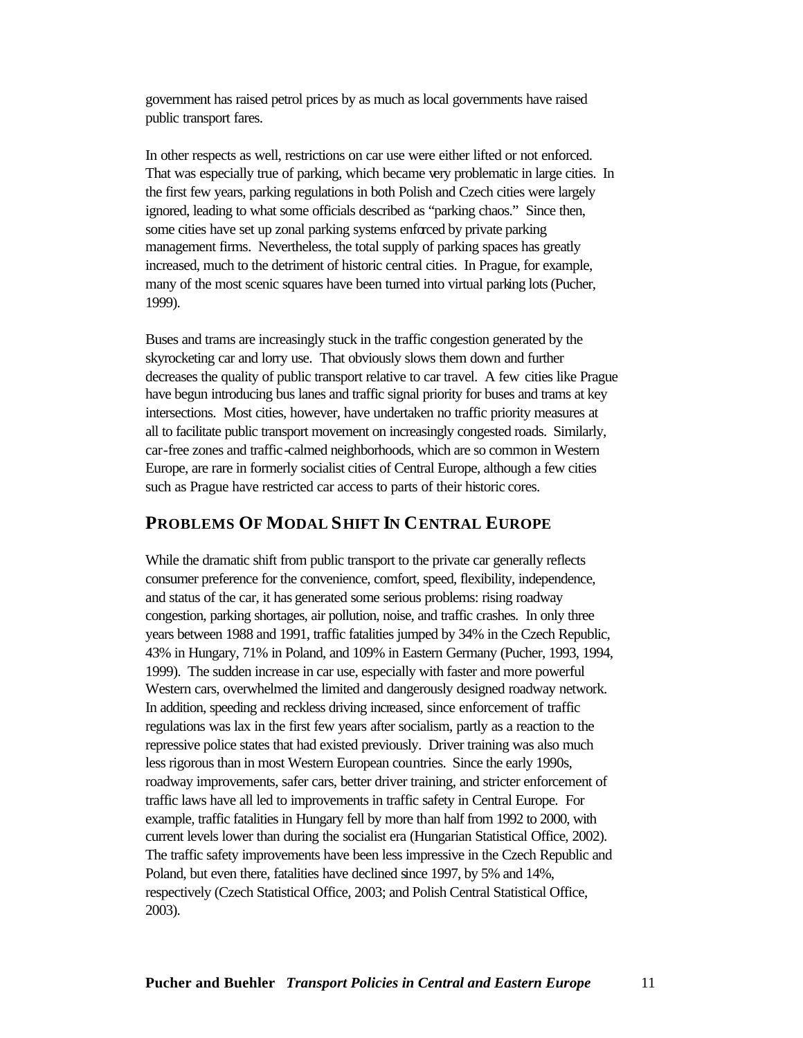government has raised petrol prices by as much as local governments have raised public transport fares.

In other respects as well, restrictions on car use were either lifted or not enforced. That was especially true of parking, which became very problematic in large cities. In the first few years, parking regulations in both Polish and Czech cities were largely ignored, leading to what some officials described as "parking chaos." Since then, some cities have set up zonal parking systems enforced by private parking management firms. Nevertheless, the total supply of parking spaces has greatly increased, much to the detriment of historic central cities. In Prague, for example, many of the most scenic squares have been turned into virtual parking lots (Pucher, 1999).

Buses and trams are increasingly stuck in the traffic congestion generated by the skyrocketing car and lorry use. That obviously slows them down and further decreases the quality of public transport relative to car travel. A few cities like Prague have begun introducing bus lanes and traffic signal priority for buses and trams at key intersections. Most cities, however, have undertaken no traffic priority measures at all to facilitate public transport movement on increasingly congested roads. Similarly, car-free zones and traffic-calmed neighborhoods, which are so common in Western Europe, are rare in formerly socialist cities of Central Europe, although a few cities such as Prague have restricted car access to parts of their historic cores.

## PROBLEMS OF MODAL SHIFT IN CENTRAL EUROPE

While the dramatic shift from public transport to the private car generally reflects consumer preference for the convenience, comfort, speed, flexibility, independence, and status of the car, it has generated some serious problems: rising roadway congestion, parking shortages, air pollution, noise, and traffic crashes. In only three years between 1988 and 1991, traffic fatalities jumped by 34% in the Czech Republic, 43% in Hungary, 71% in Poland, and 109% in Eastern Germany (Pucher, 1993, 1994, 1999). The sudden increase in car use, especially with faster and more powerful Western cars, overwhelmed the limited and dangerously designed roadway network. In addition, speeding and reckless driving increased, since enforcement of traffic regulations was lax in the first few years after socialism, partly as a reaction to the repressive police states that had existed previously. Driver training was also much less rigorous than in most Western European countries. Since the early 1990s, roadway improvements, safer cars, better driver training, and stricter enforcement of traffic laws have all led to improvements in traffic safety in Central Europe. For example, traffic fatalities in Hungary fell by more than half from 1992 to 2000, with current levels lower than during the socialist era (Hungarian Statistical Office, 2002). The traffic safety improvements have been less impressive in the Czech Republic and Poland, but even there, fatalities have declined since 1997, by 5% and 14%, respectively (Czech Statistical Office, 2003; and Polish Central Statistical Office, 2003).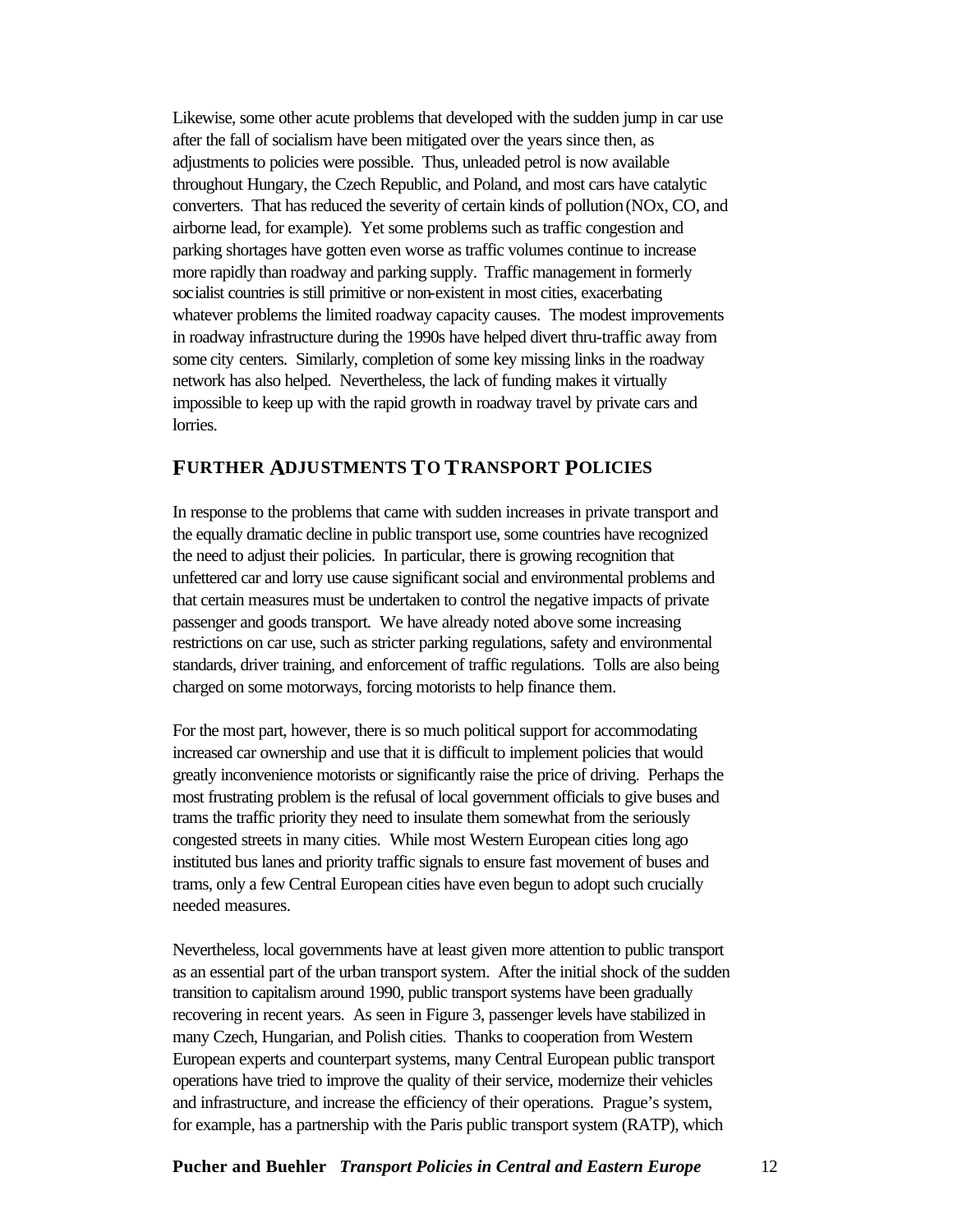Likewise, some other acute problems that developed with the sudden jump in car use after the fall of socialism have been mitigated over the years since then, as adjustments to policies were possible. Thus, unleaded petrol is now available throughout Hungary, the Czech Republic, and Poland, and most cars have catalytic converters. That has reduced the severity of certain kinds of pollution (NOx, CO, and airborne lead, for example). Yet some problems such as traffic congestion and parking shortages have gotten even worse as traffic volumes continue to increase more rapidly than roadway and parking supply. Traffic management in formerly socialist countries is still primitive or non-existent in most cities, exacerbating whatever problems the limited roadway capacity causes. The modest improvements in roadway infrastructure during the 1990s have helped divert thru-traffic away from some city centers. Similarly, completion of some key missing links in the roadway network has also helped. Nevertheless, the lack of funding makes it virtually impossible to keep up with the rapid growth in roadway travel by private cars and lorries.

## FURTHER ADJUSTMENTS TO TRANSPORT POLICIES

In response to the problems that came with sudden increases in private transport and the equally dramatic decline in public transport use, some countries have recognized the need to adjust their policies. In particular, there is growing recognition that unfettered car and lorry use cause significant social and environmental problems and that certain measures must be undertaken to control the negative impacts of private passenger and goods transport. We have already noted above some increasing restrictions on car use, such as stricter parking regulations, safety and environmental standards, driver training, and enforcement of traffic regulations. Tolls are also being charged on some motorways, forcing motorists to help finance them.

For the most part, however, there is so much political support for accommodating increased car ownership and use that it is difficult to implement policies that would greatly inconvenience motorists or significantly raise the price of driving. Perhaps the most frustrating problem is the refusal of local government officials to give buses and trams the traffic priority they need to insulate them somewhat from the seriously congested streets in many cities. While most Western European cities long ago instituted bus lanes and priority traffic signals to ensure fast movement of buses and trams, only a few Central European cities have even begun to adopt such crucially needed measures.

Nevertheless, local governments have at least given more attention to public transport as an essential part of the urban transport system. After the initial shock of the sudden transition to capitalism around 1990, public transport systems have been gradually recovering in recent years. As seen in Figure 3, passenger levels have stabilized in many Czech, Hungarian, and Polish cities. Thanks to cooperation from Western European experts and counterpart systems, many Central European public transport operations have tried to improve the quality of their service, modernize their vehicles and infrastructure, and increase the efficiency of their operations. Prague's system, for example, has a partnership with the Paris public transport system (RATP), which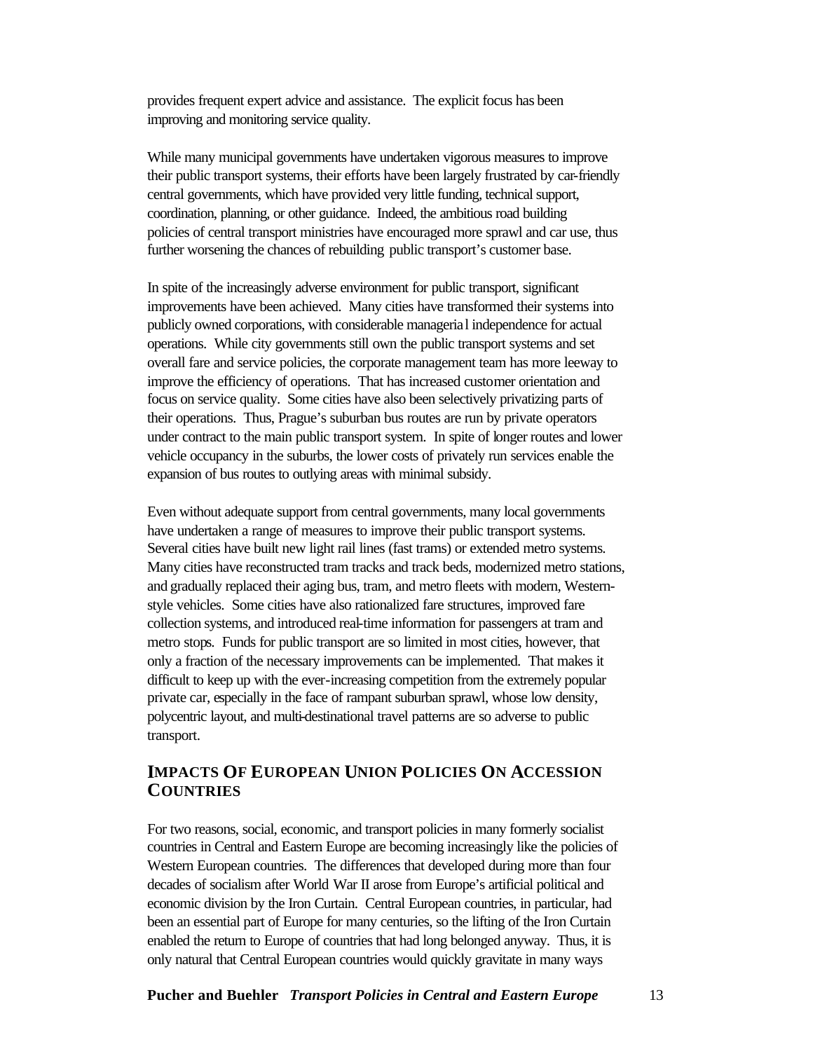provides frequent expert advice and assistance. The explicit focus has been improving and monitoring service quality.

While many municipal governments have undertaken vigorous measures to improve their public transport systems, their efforts have been largely frustrated by car-friendly central governments, which have provided very little funding, technical support, coordination, planning, or other guidance. Indeed, the ambitious road building policies of central transport ministries have encouraged more sprawl and car use, thus further worsening the chances of rebuilding public transport's customer base.

In spite of the increasingly adverse environment for public transport, significant improvements have been achieved. Many cities have transformed their systems into publicly owned corporations, with considerable managerial independence for actual operations. While city governments still own the public transport systems and set overall fare and service policies, the corporate management team has more leeway to improve the efficiency of operations. That has increased customer orientation and focus on service quality. Some cities have also been selectively privatizing parts of their operations. Thus, Prague's suburban bus routes are run by private operators under contract to the main public transport system. In spite of longer routes and lower vehicle occupancy in the suburbs, the lower costs of privately run services enable the expansion of bus routes to outlying areas with minimal subsidy.

Even without adequate support from central governments, many local governments have undertaken a range of measures to improve their public transport systems. Several cities have built new light rail lines (fast trams) or extended metro systems. Many cities have reconstructed tram tracks and track beds, modernized metro stations, and gradually replaced their aging bus, tram, and metro fleets with modern, Western-style vehicles. Some cities have also rationalized fare structures, improved fare collection systems, and introduced real-time information for passengers at tram and metro stops. Funds for public transport are so limited in most cities, however, that only a fraction of the necessary improvements can be implemented. That makes it difficult to keep up with the ever-increasing competition from the extremely popular private car, especially in the face of rampant suburban sprawl, whose low density, polycentric layout, and multi-destinational travel patterns are so adverse to public transport.

## IMPACTS OF EUROPEAN UNION POLICIES ON ACCESSION COUNTRIES

For two reasons, social, economic, and transport policies in many formerly socialist countries in Central and Eastern Europe are becoming increasingly like the policies of Western European countries. The differences that developed during more than four decades of socialism after World War II arose from Europe's artificial political and economic division by the Iron Curtain. Central European countries, in particular, had been an essential part of Europe for many centuries, so the lifting of the Iron Curtain enabled the return to Europe of countries that had long belonged anyway. Thus, it is only natural that Central European countries would quickly gravitate in many ways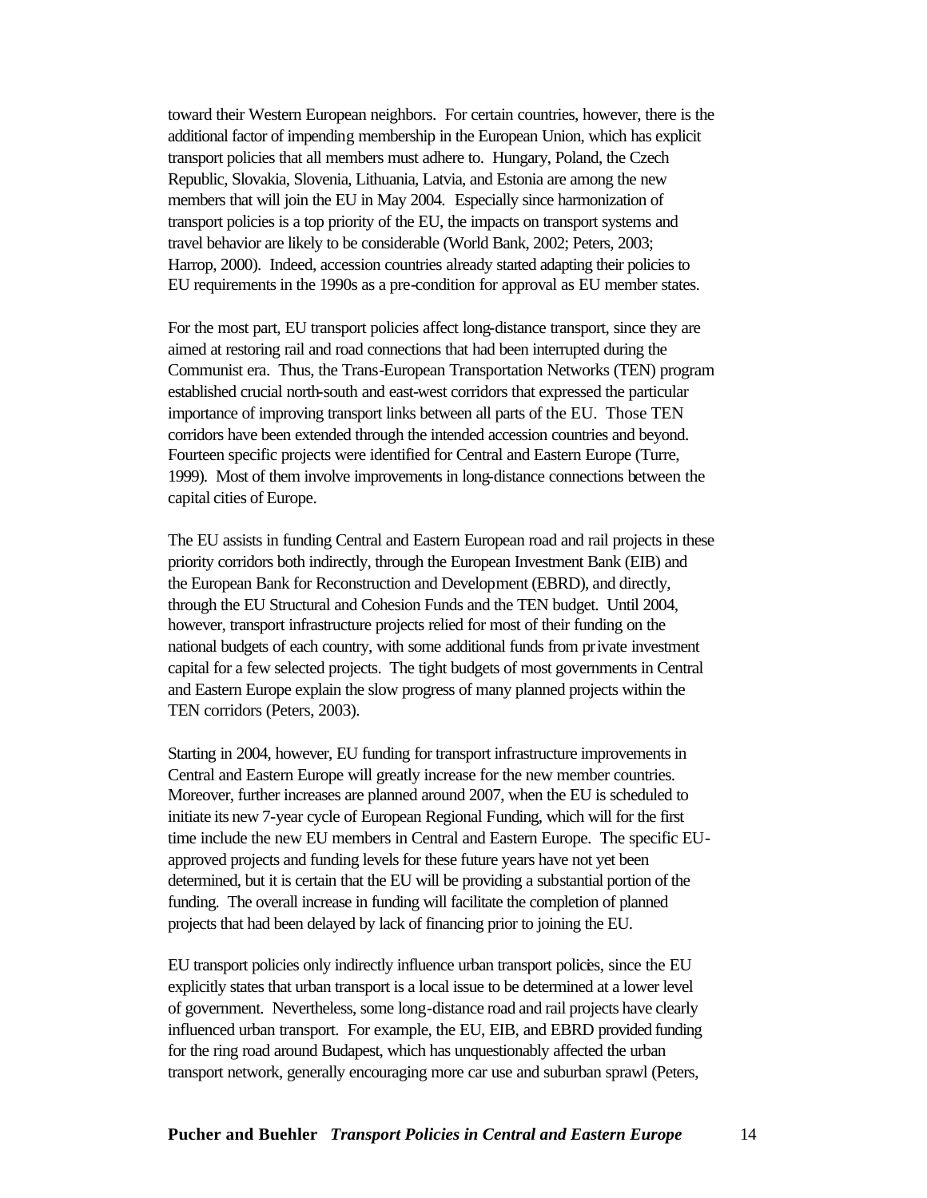toward their Western European neighbors. For certain countries, however, there is the additional factor of impending membership in the European Union, which has explicit transport policies that all members must adhere to. Hungary, Poland, the Czech Republic, Slovakia, Slovenia, Lithuania, Latvia, and Estonia are among the new members that will join the EU in May 2004. Especially since harmonization of transport policies is a top priority of the EU, the impacts on transport systems and travel behavior are likely to be considerable (World Bank, 2002; Peters, 2003; Harrop, 2000). Indeed, accession countries already started adapting their policies to EU requirements in the 1990s as a pre-condition for approval as EU member states.

For the most part, EU transport policies affect long-distance transport, since they are aimed at restoring rail and road connections that had been interrupted during the Communist era. Thus, the Trans-European Transportation Networks (TEN) program established crucial north-south and east-west corridors that expressed the particular importance of improving transport links between all parts of the EU. Those TEN corridors have been extended through the intended accession countries and beyond. Fourteen specific projects were identified for Central and Eastern Europe (Turre, 1999). Most of them involve improvements in long-distance connections between the capital cities of Europe.

The EU assists in funding Central and Eastern European road and rail projects in these priority corridors both indirectly, through the European Investment Bank (EIB) and the European Bank for Reconstruction and Development (EBRD), and directly, through the EU Structural and Cohesion Funds and the TEN budget. Until 2004, however, transport infrastructure projects relied for most of their funding on the national budgets of each country, with some additional funds from private investment capital for a few selected projects. The tight budgets of most governments in Central and Eastern Europe explain the slow progress of many planned projects within the TEN corridors (Peters, 2003).

Starting in 2004, however, EU funding for transport infrastructure improvements in Central and Eastern Europe will greatly increase for the new member countries. Moreover, further increases are planned around 2007, when the EU is scheduled to initiate its new 7-year cycle of European Regional Funding, which will for the first time include the new EU members in Central and Eastern Europe. The specific EU-approved projects and funding levels for these future years have not yet been determined, but it is certain that the EU will be providing a substantial portion of the funding. The overall increase in funding will facilitate the completion of planned projects that had been delayed by lack of financing prior to joining the EU.

EU transport policies only indirectly influence urban transport policies, since the EU explicitly states that urban transport is a local issue to be determined at a lower level of government. Nevertheless, some long-distance road and rail projects have clearly influenced urban transport. For example, the EU, EIB, and EBRD provided funding for the ring road around Budapest, which has unquestionably affected the urban transport network, generally encouraging more car use and suburban sprawl (Peters,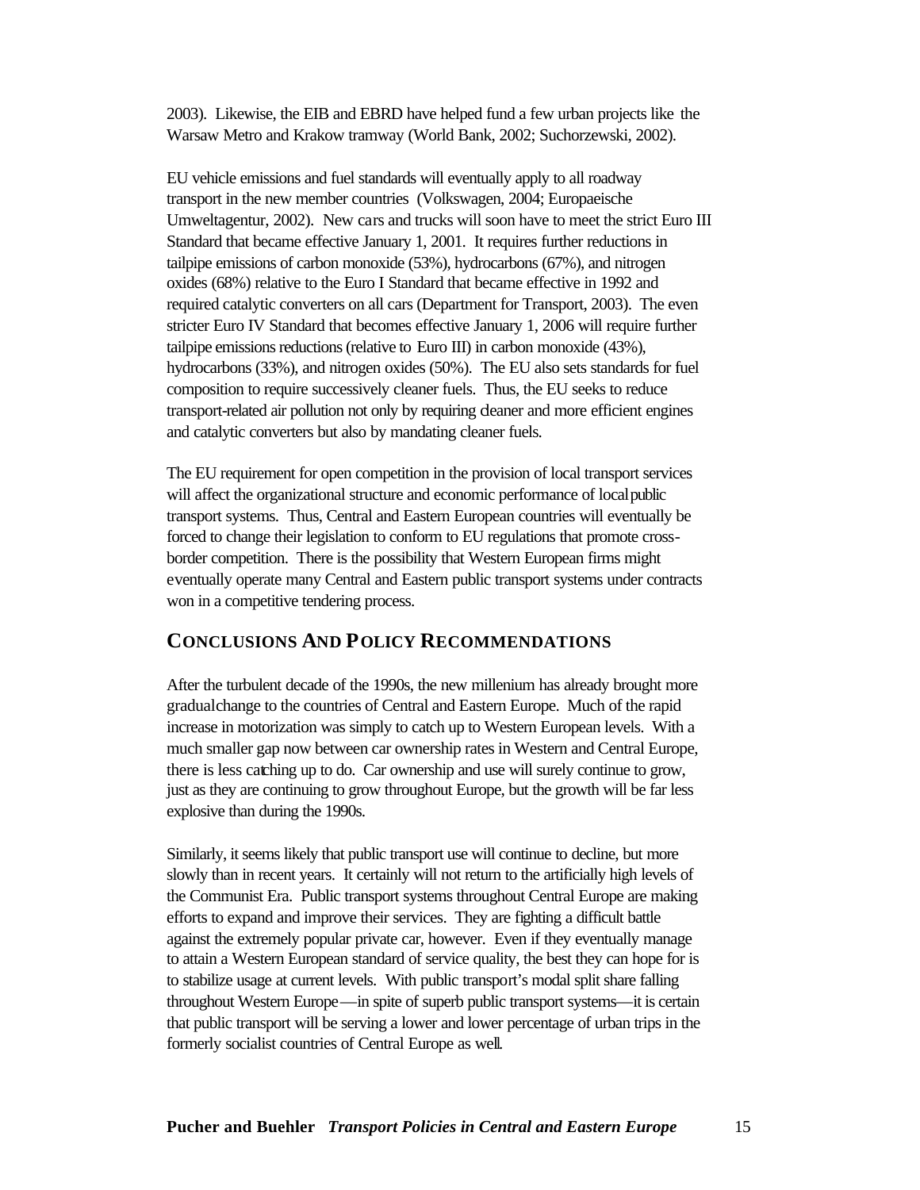2003). Likewise, the EIB and EBRD have helped fund a few urban projects like the Warsaw Metro and Krakow tramway (World Bank, 2002; Suchorzewski, 2002).

EU vehicle emissions and fuel standards will eventually apply to all roadway transport in the new member countries (Volkswagen, 2004; Europaeische Umweltagentur, 2002). New cars and trucks will soon have to meet the strict Euro III Standard that became effective January 1, 2001. It requires further reductions in tailpipe emissions of carbon monoxide (53%), hydrocarbons (67%), and nitrogen oxides (68%) relative to the Euro I Standard that became effective in 1992 and required catalytic converters on all cars (Department for Transport, 2003). The even stricter Euro IV Standard that becomes effective January 1, 2006 will require further tailpipe emissions reductions (relative to Euro III) in carbon monoxide (43%), hydrocarbons (33%), and nitrogen oxides (50%). The EU also sets standards for fuel composition to require successively cleaner fuels. Thus, the EU seeks to reduce transport-related air pollution not only by requiring cleaner and more efficient engines and catalytic converters but also by mandating cleaner fuels.

The EU requirement for open competition in the provision of local transport services will affect the organizational structure and economic performance of local public transport systems. Thus, Central and Eastern European countries will eventually be forced to change their legislation to conform to EU regulations that promote cross-border competition. There is the possibility that Western European firms might eventually operate many Central and Eastern public transport systems under contracts won in a competitive tendering process.

## CONCLUSIONS AND POLICY RECOMMENDATIONS

After the turbulent decade of the 1990s, the new millenium has already brought more gradual change to the countries of Central and Eastern Europe. Much of the rapid increase in motorization was simply to catch up to Western European levels. With a much smaller gap now between car ownership rates in Western and Central Europe, there is less catching up to do. Car ownership and use will surely continue to grow, just as they are continuing to grow throughout Europe, but the growth will be far less explosive than during the 1990s.

Similarly, it seems likely that public transport use will continue to decline, but more slowly than in recent years. It certainly will not return to the artificially high levels of the Communist Era. Public transport systems throughout Central Europe are making efforts to expand and improve their services. They are fighting a difficult battle against the extremely popular private car, however. Even if they eventually manage to attain a Western European standard of service quality, the best they can hope for is to stabilize usage at current levels. With public transport's modal split share falling throughout Western Europe—in spite of superb public transport systems—it is certain that public transport will be serving a lower and lower percentage of urban trips in the formerly socialist countries of Central Europe as well.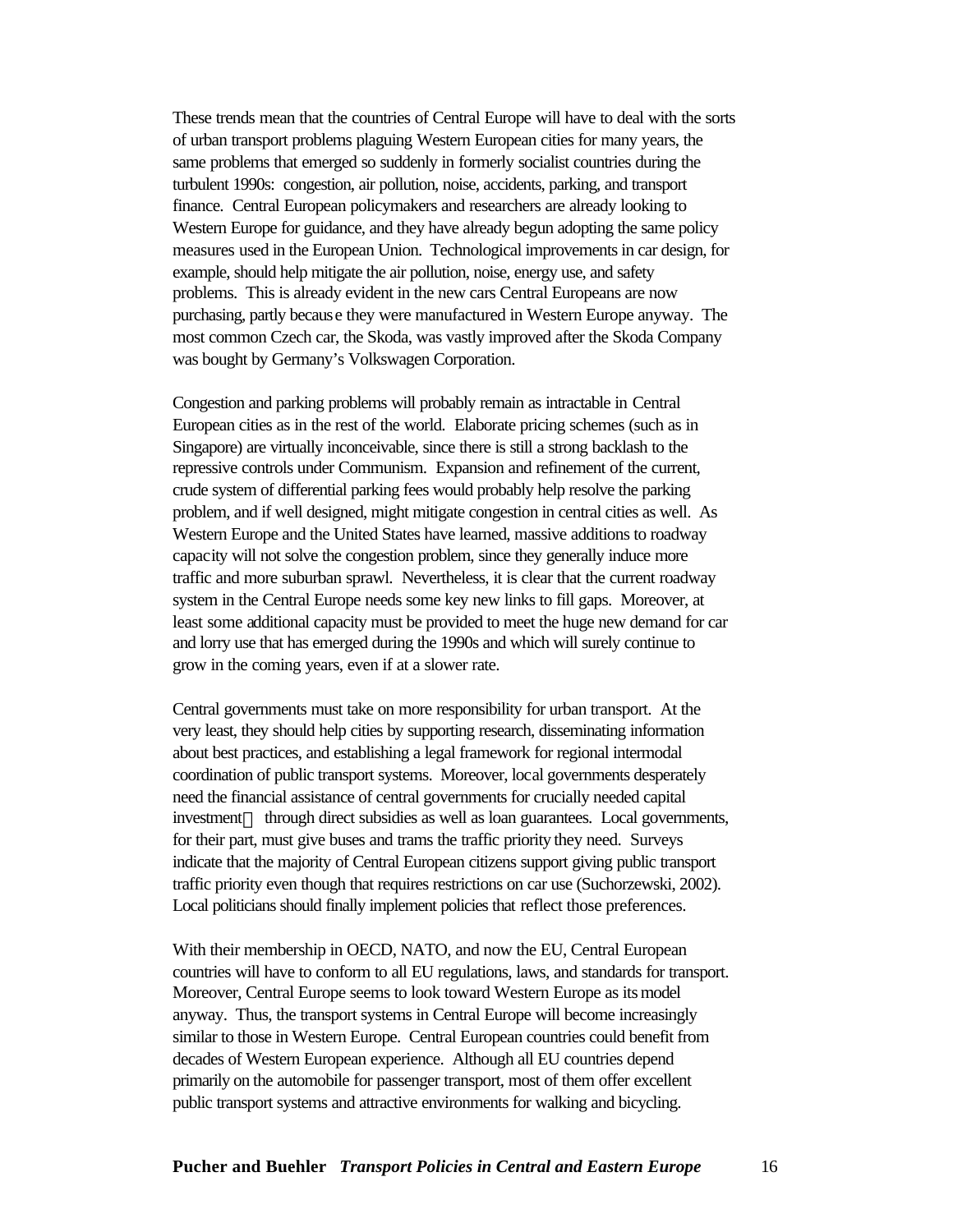These trends mean that the countries of Central Europe will have to deal with the sorts of urban transport problems plaguing Western European cities for many years, the same problems that emerged so suddenly in formerly socialist countries during the turbulent 1990s: congestion, air pollution, noise, accidents, parking, and transport finance. Central European policymakers and researchers are already looking to Western Europe for guidance, and they have already begun adopting the same policy measures used in the European Union. Technological improvements in car design, for example, should help mitigate the air pollution, noise, energy use, and safety problems. This is already evident in the new cars Central Europeans are now purchasing, partly because they were manufactured in Western Europe anyway. The most common Czech car, the Skoda, was vastly improved after the Skoda Company was bought by Germany's Volkswagen Corporation.

Congestion and parking problems will probably remain as intractable in Central European cities as in the rest of the world. Elaborate pricing schemes (such as in Singapore) are virtually inconceivable, since there is still a strong backlash to the repressive controls under Communism. Expansion and refinement of the current, crude system of differential parking fees would probably help resolve the parking problem, and if well designed, might mitigate congestion in central cities as well. As Western Europe and the United States have learned, massive additions to roadway capacity will not solve the congestion problem, since they generally induce more traffic and more suburban sprawl. Nevertheless, it is clear that the current roadway system in the Central Europe needs some key new links to fill gaps. Moreover, at least some additional capacity must be provided to meet the huge new demand for car and lorry use that has emerged during the 1990s and which will surely continue to grow in the coming years, even if at a slower rate.

Central governments must take on more responsibility for urban transport. At the very least, they should help cities by supporting research, disseminating information about best practices, and establishing a legal framework for regional intermodal coordination of public transport systems. Moreover, local governments desperately need the financial assistance of central governments for crucially needed capital investment — through direct subsidies as well as loan guarantees. Local governments, for their part, must give buses and trams the traffic priority they need. Surveys indicate that the majority of Central European citizens support giving public transport traffic priority even though that requires restrictions on car use (Suchorzewski, 2002). Local politicians should finally implement policies that reflect those preferences.

With their membership in OECD, NATO, and now the EU, Central European countries will have to conform to all EU regulations, laws, and standards for transport. Moreover, Central Europe seems to look toward Western Europe as its model anyway. Thus, the transport systems in Central Europe will become increasingly similar to those in Western Europe. Central European countries could benefit from decades of Western European experience. Although all EU countries depend primarily on the automobile for passenger transport, most of them offer excellent public transport systems and attractive environments for walking and bicycling.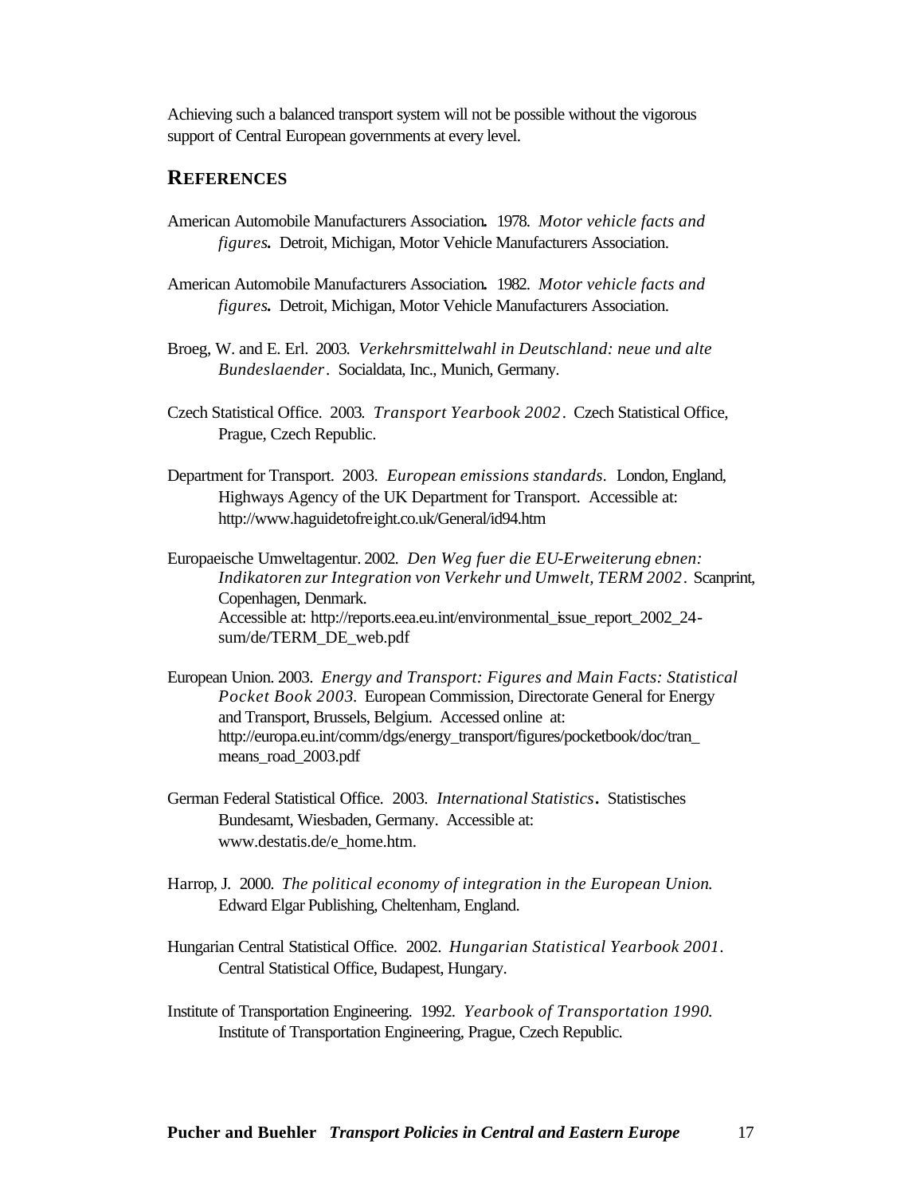Achieving such a balanced transport system will not be possible without the vigorous support of Central European governments at every level.

## REFERENCES

American Automobile Manufacturers Association**.** 1978. *Motor vehicle facts and figures***.** Detroit, Michigan, Motor Vehicle Manufacturers Association.

American Automobile Manufacturers Association**.** 1982. *Motor vehicle facts and figures***.** Detroit, Michigan, Motor Vehicle Manufacturers Association.

Broeg, W. and E. Erl. 2003. *Verkehrsmittelwahl in Deutschland: neue und alte Bundeslaender*. Socialdata, Inc., Munich, Germany.

Czech Statistical Office. 2003. *Transport Yearbook 2002*. Czech Statistical Office, Prague, Czech Republic.

Department for Transport. 2003. *European emissions standards*. London, England, Highways Agency of the UK Department for Transport. Accessible at: http://www.haguidetofreight.co.uk/General/id94.htm

Europaeische Umweltagentur. 2002. *Den Weg fuer die EU-Erweiterung ebnen: Indikatoren zur Integration von Verkehr und Umwelt, TERM 2002*. Scanprint, Copenhagen, Denmark.
Accessible at: http://reports.eea.eu.int/environmental_issue_report_2002_24-sum/de/TERM_DE_web.pdf

European Union. 2003. *Energy and Transport: Figures and Main Facts: Statistical Pocket Book 2003*. European Commission, Directorate General for Energy and Transport, Brussels, Belgium. Accessed online at: http://europa.eu.int/comm/dgs/energy_transport/figures/pocketbook/doc/tran_means_road_2003.pdf

German Federal Statistical Office. 2003. *International Statistics***.** Statistisches Bundesamt, Wiesbaden, Germany. Accessible at: www.destatis.de/e_home.htm.

Harrop, J. 2000. *The political economy of integration in the European Union.* Edward Elgar Publishing, Cheltenham, England.

Hungarian Central Statistical Office. 2002. *Hungarian Statistical Yearbook 2001*. Central Statistical Office, Budapest, Hungary.

Institute of Transportation Engineering. 1992. *Yearbook of Transportation 1990.* Institute of Transportation Engineering, Prague, Czech Republic.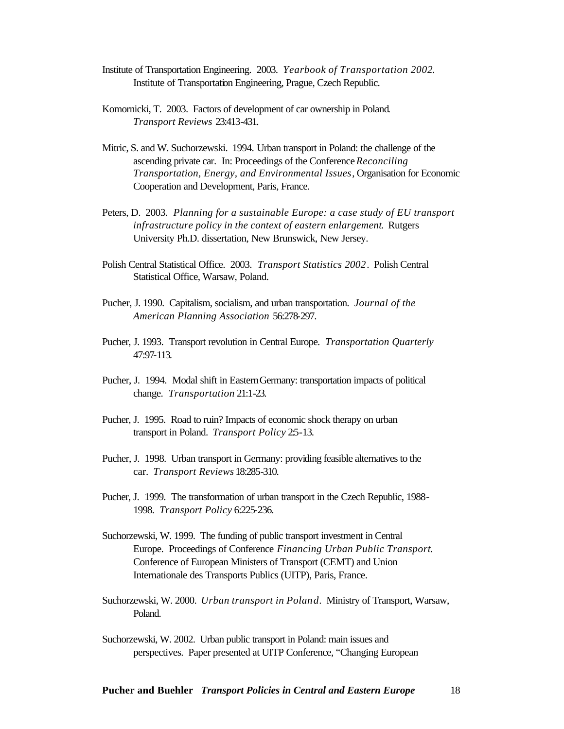Institute of Transportation Engineering. 2003. *Yearbook of Transportation 2002.* Institute of Transportation Engineering, Prague, Czech Republic.

Komornicki, T. 2003. Factors of development of car ownership in Poland. *Transport Reviews* 23:413-431.

Mitric, S. and W. Suchorzewski. 1994. Urban transport in Poland: the challenge of the ascending private car. In: Proceedings of the Conference *Reconciling Transportation, Energy, and Environmental Issues*, Organisation for Economic Cooperation and Development, Paris, France.

Peters, D. 2003. *Planning for a sustainable Europe: a case study of EU transport infrastructure policy in the context of eastern enlargement.* Rutgers University Ph.D. dissertation, New Brunswick, New Jersey.

Polish Central Statistical Office. 2003. *Transport Statistics 2002*. Polish Central Statistical Office, Warsaw, Poland.

Pucher, J. 1990. Capitalism, socialism, and urban transportation. *Journal of the American Planning Association* 56:278-297.

Pucher, J. 1993. Transport revolution in Central Europe. *Transportation Quarterly* 47:97-113.

Pucher, J. 1994. Modal shift in Eastern Germany: transportation impacts of political change. *Transportation* 21:1-23.

Pucher, J. 1995. Road to ruin? Impacts of economic shock therapy on urban transport in Poland. *Transport Policy* 2:5-13.

Pucher, J. 1998. Urban transport in Germany: providing feasible alternatives to the car. *Transport Reviews* 18:285-310.

Pucher, J. 1999. The transformation of urban transport in the Czech Republic, 1988-1998. *Transport Policy* 6:225-236.

Suchorzewski, W. 1999. The funding of public transport investment in Central Europe. Proceedings of Conference *Financing Urban Public Transport.* Conference of European Ministers of Transport (CEMT) and Union Internationale des Transports Publics (UITP), Paris, France.

Suchorzewski, W. 2000. *Urban transport in Poland*. Ministry of Transport, Warsaw, Poland.

Suchorzewski, W. 2002. Urban public transport in Poland: main issues and perspectives. Paper presented at UITP Conference, "Changing European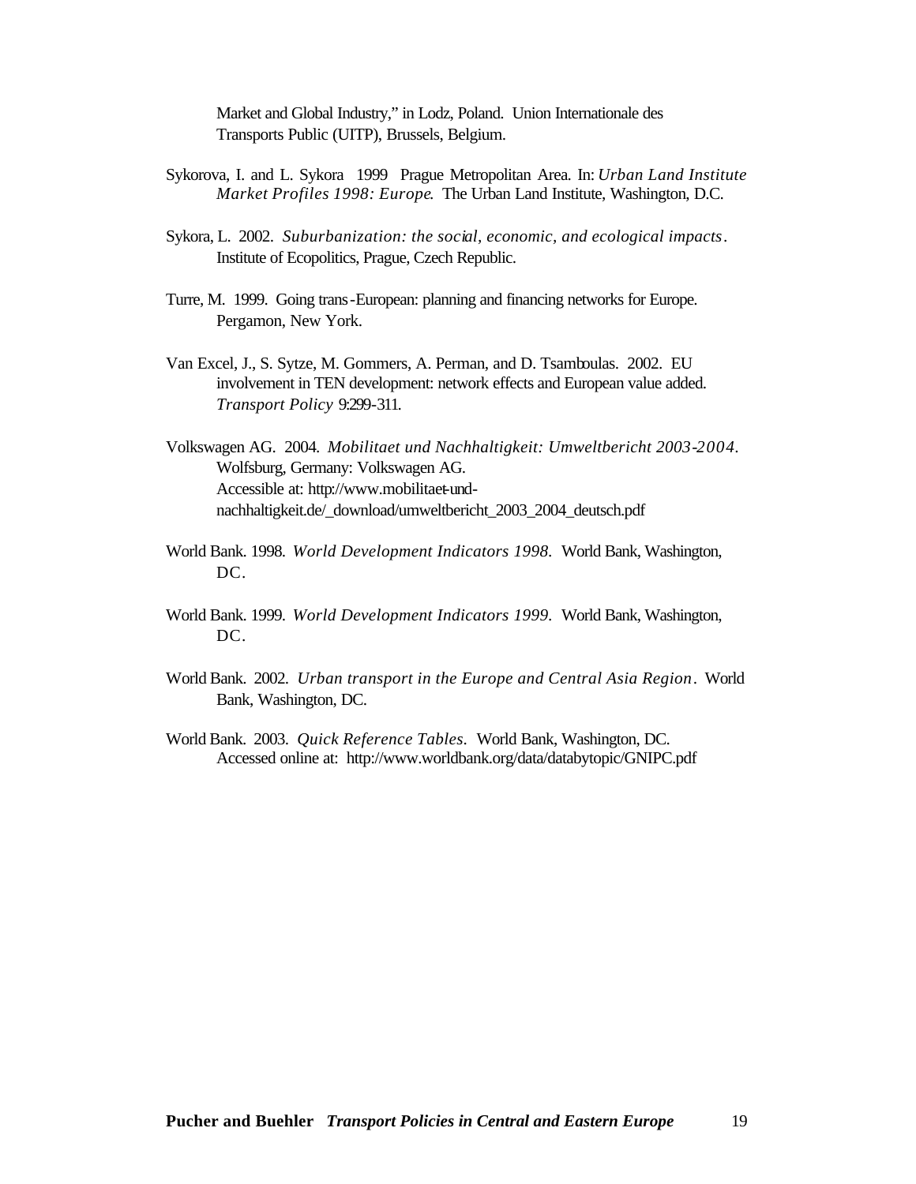Market and Global Industry," in Lodz, Poland. Union Internationale des Transports Public (UITP), Brussels, Belgium.

Sykorova, I. and L. Sykora 1999 Prague Metropolitan Area. In: *Urban Land Institute Market Profiles 1998: Europe*. The Urban Land Institute, Washington, D.C.

Sykora, L. 2002. *Suburbanization: the social, economic, and ecological impacts*. Institute of Ecopolitics, Prague, Czech Republic.

Turre, M. 1999. Going trans-European: planning and financing networks for Europe. Pergamon, New York.

Van Excel, J., S. Sytze, M. Gommers, A. Perman, and D. Tsamboulas. 2002. EU involvement in TEN development: network effects and European value added. *Transport Policy* 9:299-311.

Volkswagen AG. 2004. *Mobilitaet und Nachhaltigkeit: Umweltbericht 2003-2004*. Wolfsburg, Germany: Volkswagen AG.
Accessible at: http://www.mobilitaet-und-nachhaltigkeit.de/_download/umweltbericht_2003_2004_deutsch.pdf

World Bank. 1998. *World Development Indicators 1998*. World Bank, Washington, DC.

World Bank. 1999. *World Development Indicators 1999*. World Bank, Washington, DC.

World Bank. 2002. *Urban transport in the Europe and Central Asia Region*. World Bank, Washington, DC.

World Bank. 2003. *Quick Reference Tables*. World Bank, Washington, DC.
Accessed online at: http://www.worldbank.org/data/databytopic/GNIPC.pdf